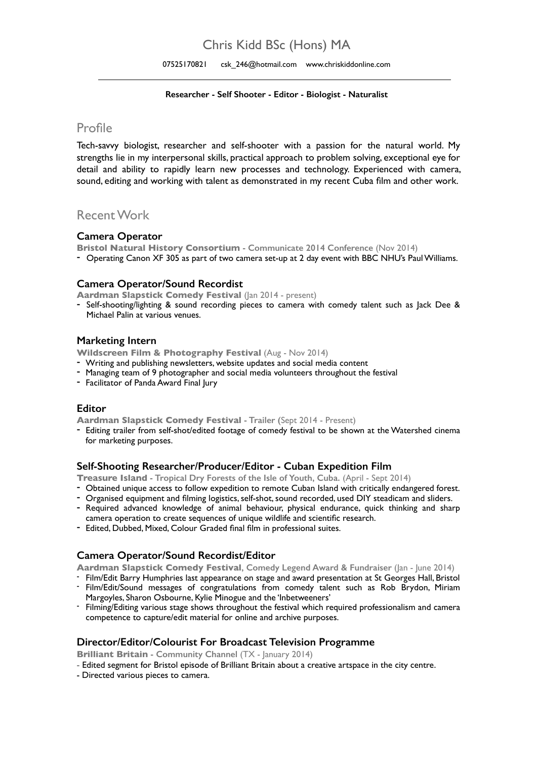# Chris Kidd BSc (Hons) MA

07525170821 csk_246@hotmail.com www.chriskiddonline.com

**Researcher - Self Shooter - Editor - Biologist - Naturalist**

## Profile

Tech-savvy biologist, researcher and self-shooter with a passion for the natural world. My strengths lie in my interpersonal skills, practical approach to problem solving, exceptional eye for detail and ability to rapidly learn new processes and technology. Experienced with camera, sound, editing and working with talent as demonstrated in my recent Cuba film and other work.

## Recent Work

### Camera Operator

**Bristol Natural History Consortium** - Communicate 2014 Conference (Nov 2014)

- Operating Canon XF 305 as part of two camera set-up at 2 day event with BBC NHU's Paul Williams.

### Camera Operator/Sound Recordist

**Aardman Slapstick Comedy Festival** (Jan 2014 - present)

- Self-shooting/lighting & sound recording pieces to camera with comedy talent such as Jack Dee & Michael Palin at various venues.

### Marketing Intern

**Wildscreen Film & Photography Festival** (Aug - Nov 2014)

- Writing and publishing newsletters, website updates and social media content
- Managing team of 9 photographer and social media volunteers throughout the festival
- Facilitator of Panda Award Final Jury

### Editor

**Aardman Slapstick Comedy Festival** - Trailer (Sept 2014 - Present)

- Editing trailer from self-shot/edited footage of comedy festival to be shown at the Watershed cinema for marketing purposes.

### Self-Shooting Researcher/Producer/Editor - Cuban Expedition Film

**Treasure Island** - Tropical Dry Forests of the Isle of Youth, Cuba. (April - Sept 2014)

- Obtained unique access to follow expedition to remote Cuban Island with critically endangered forest.
- Organised equipment and filming logistics, self-shot, sound recorded, used DIY steadicam and sliders.
- Required advanced knowledge of animal behaviour, physical endurance, quick thinking and sharp camera operation to create sequences of unique wildlife and scientific research.
- Edited, Dubbed, Mixed, Colour Graded final film in professional suites.

### Camera Operator/Sound Recordist/Editor

**Aardman Slapstick Comedy Festival**, Comedy Legend Award & Fundraiser (Jan - June 2014)

- Film/Edit Barry Humphries last appearance on stage and award presentation at St Georges Hall, Bristol
- Film/Edit/Sound messages of congratulations from comedy talent such as Rob Brydon, Miriam Margoyles, Sharon Osbourne, Kylie Minogue and the 'Inbetweeners'
- Filming/Editing various stage shows throughout the festival which required professionalism and camera competence to capture/edit material for online and archive purposes.

### Director/Editor/Colourist For Broadcast Television Programme

**Brilliant Britain** - Community Channel (TX - January 2014)

- Edited segment for Bristol episode of Brilliant Britain about a creative artspace in the city centre.
- Directed various pieces to camera.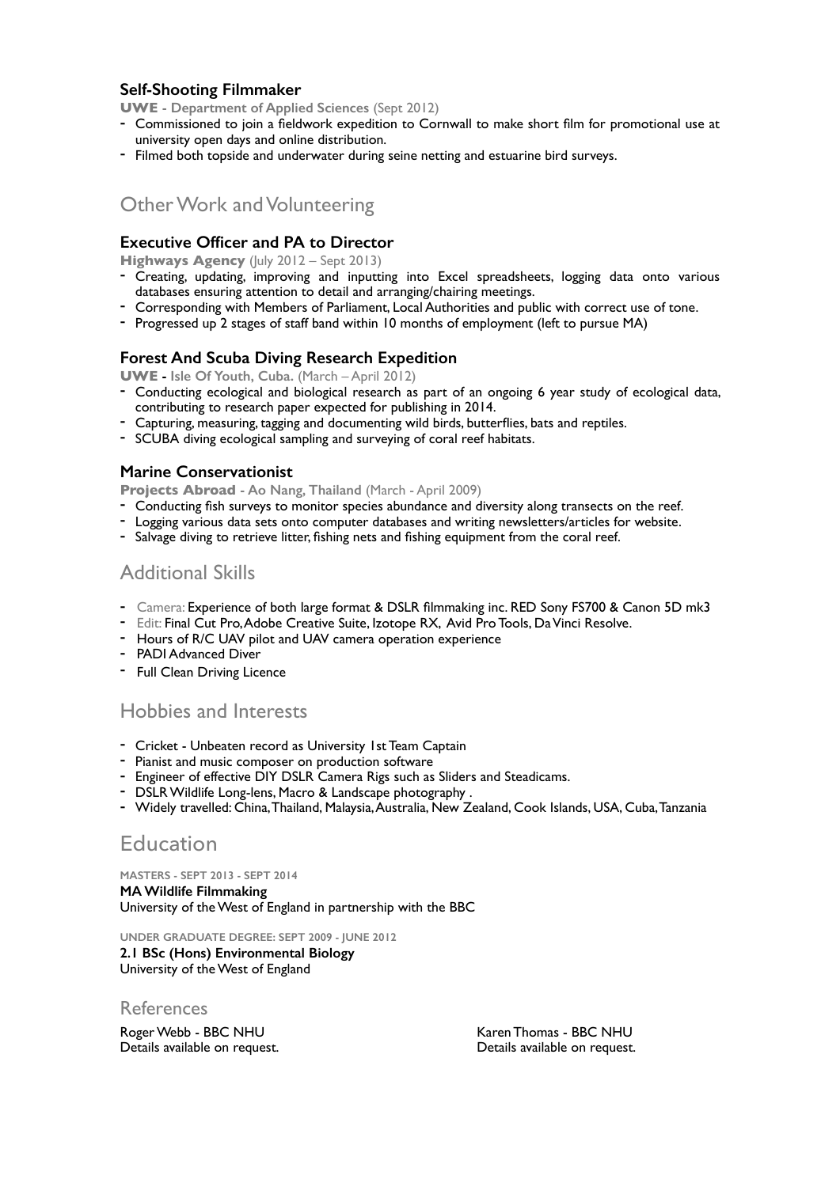### Self-Shooting Filmmaker

**UWE** - Department of Applied Sciences (Sept 2012)

- Commissioned to join a fieldwork expedition to Cornwall to make short film for promotional use at university open days and online distribution.
- Filmed both topside and underwater during seine netting and estuarine bird surveys.

## Other Work and Volunteering

### Executive Officer and PA to Director

**Highways Agency** (July 2012 – Sept 2013)

- Creating, updating, improving and inputting into Excel spreadsheets, logging data onto various databases ensuring attention to detail and arranging/chairing meetings.
- Corresponding with Members of Parliament, Local Authorities and public with correct use of tone.
- Progressed up 2 stages of staff band within 10 months of employment (left to pursue MA)

### Forest And Scuba Diving Research Expedition

**UWE** - Isle Of Youth, Cuba. (March – April 2012)

- Conducting ecological and biological research as part of an ongoing 6 year study of ecological data, contributing to research paper expected for publishing in 2014.
- Capturing, measuring, tagging and documenting wild birds, butterflies, bats and reptiles.
- SCUBA diving ecological sampling and surveying of coral reef habitats.

### Marine Conservationist

**Projects Abroad** - Ao Nang, Thailand (March - April 2009)

- Conducting fish surveys to monitor species abundance and diversity along transects on the reef.
- Logging various data sets onto computer databases and writing newsletters/articles for website.
- Salvage diving to retrieve litter, fishing nets and fishing equipment from the coral reef.

## Additional Skills

- Camera: Experience of both large format & DSLR filmmaking inc. RED Sony FS700 & Canon 5D mk3
- Edit: Final Cut Pro, Adobe Creative Suite, Izotope RX, Avid Pro Tools, Da Vinci Resolve.
- Hours of R/C UAV pilot and UAV camera operation experience
- PADI Advanced Diver
- Full Clean Driving Licence

## Hobbies and Interests

- Cricket - Unbeaten record as University 1st Team Captain
- Pianist and music composer on production software
- Engineer of effective DIY DSLR Camera Rigs such as Sliders and Steadicams.
- DSLR Wildlife Long-lens, Macro & Landscape photography .
- Widely travelled: China, Thailand, Malaysia, Australia, New Zealand, Cook Islands, USA, Cuba, Tanzania

# Education

MASTERS - SEPT 2013 - SEPT 2014

**MA Wildlife Filmmaking**
University of the West of England in partnership with the BBC

UNDER GRADUATE DEGREE: SEPT 2009 - JUNE 2012

**2.1 BSc (Hons) Environmental Biology**
University of the West of England

## References

Roger Webb - BBC NHU
Details available on request.

Karen Thomas - BBC NHU
Details available on request.